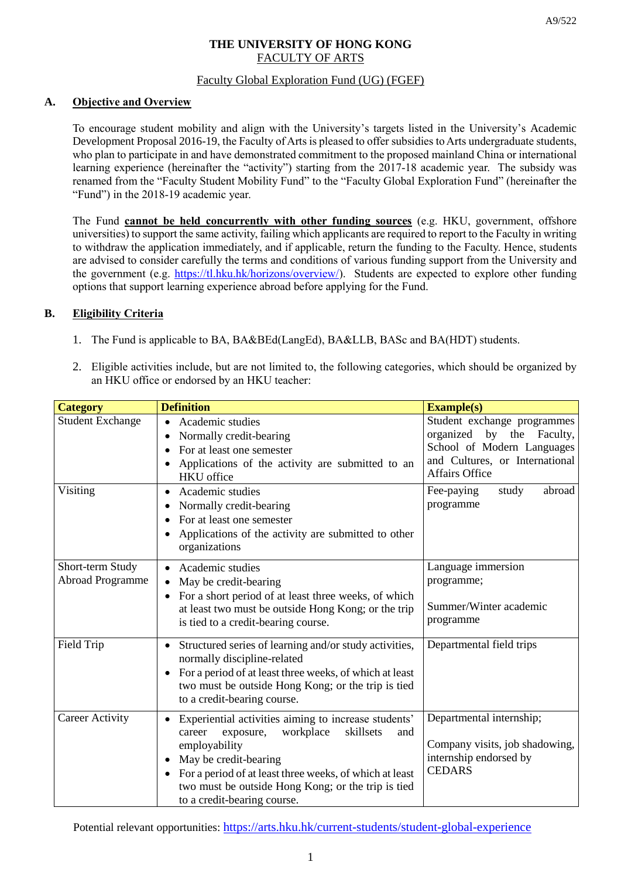A9/522

# THE UNIVERSITY OF HONG KONG
## FACULTY OF ARTS

### Faculty Global Exploration Fund (UG) (FGEF)

## A. Objective and Overview

To encourage student mobility and align with the University's targets listed in the University's Academic Development Proposal 2016-19, the Faculty of Arts is pleased to offer subsidies to Arts undergraduate students, who plan to participate in and have demonstrated commitment to the proposed mainland China or international learning experience (hereinafter the "activity") starting from the 2017-18 academic year. The subsidy was renamed from the "Faculty Student Mobility Fund" to the "Faculty Global Exploration Fund" (hereinafter the "Fund") in the 2018-19 academic year.

The Fund **cannot be held concurrently with other funding sources** (e.g. HKU, government, offshore universities) to support the same activity, failing which applicants are required to report to the Faculty in writing to withdraw the application immediately, and if applicable, return the funding to the Faculty. Hence, students are advised to consider carefully the terms and conditions of various funding support from the University and the government (e.g. https://tl.hku.hk/horizons/overview/). Students are expected to explore other funding options that support learning experience abroad before applying for the Fund.

## B. Eligibility Criteria

1. The Fund is applicable to BA, BA&BEd(LangEd), BA&LLB, BASc and BA(HDT) students.

2. Eligible activities include, but are not limited to, the following categories, which should be organized by an HKU office or endorsed by an HKU teacher:

| Category | Definition | Example(s) |
|---|---|---|
| Student Exchange | • Academic studies<br>• Normally credit-bearing<br>• For at least one semester<br>• Applications of the activity are submitted to an HKU office | Student exchange programmes organized by the Faculty, School of Modern Languages and Cultures, or International Affairs Office |
| Visiting | • Academic studies<br>• Normally credit-bearing<br>• For at least one semester<br>• Applications of the activity are submitted to other organizations | Fee-paying study abroad programme |
| Short-term Study Abroad Programme | • Academic studies<br>• May be credit-bearing<br>• For a short period of at least three weeks, of which at least two must be outside Hong Kong; or the trip is tied to a credit-bearing course. | Language immersion programme;<br><br>Summer/Winter academic programme |
| Field Trip | • Structured series of learning and/or study activities, normally discipline-related<br>• For a period of at least three weeks, of which at least two must be outside Hong Kong; or the trip is tied to a credit-bearing course. | Departmental field trips |
| Career Activity | • Experiential activities aiming to increase students' career exposure, workplace skillsets and employability<br>• May be credit-bearing<br>• For a period of at least three weeks, of which at least two must be outside Hong Kong; or the trip is tied to a credit-bearing course. | Departmental internship;<br><br>Company visits, job shadowing, internship endorsed by CEDARS |

Potential relevant opportunities: https://arts.hku.hk/current-students/student-global-experience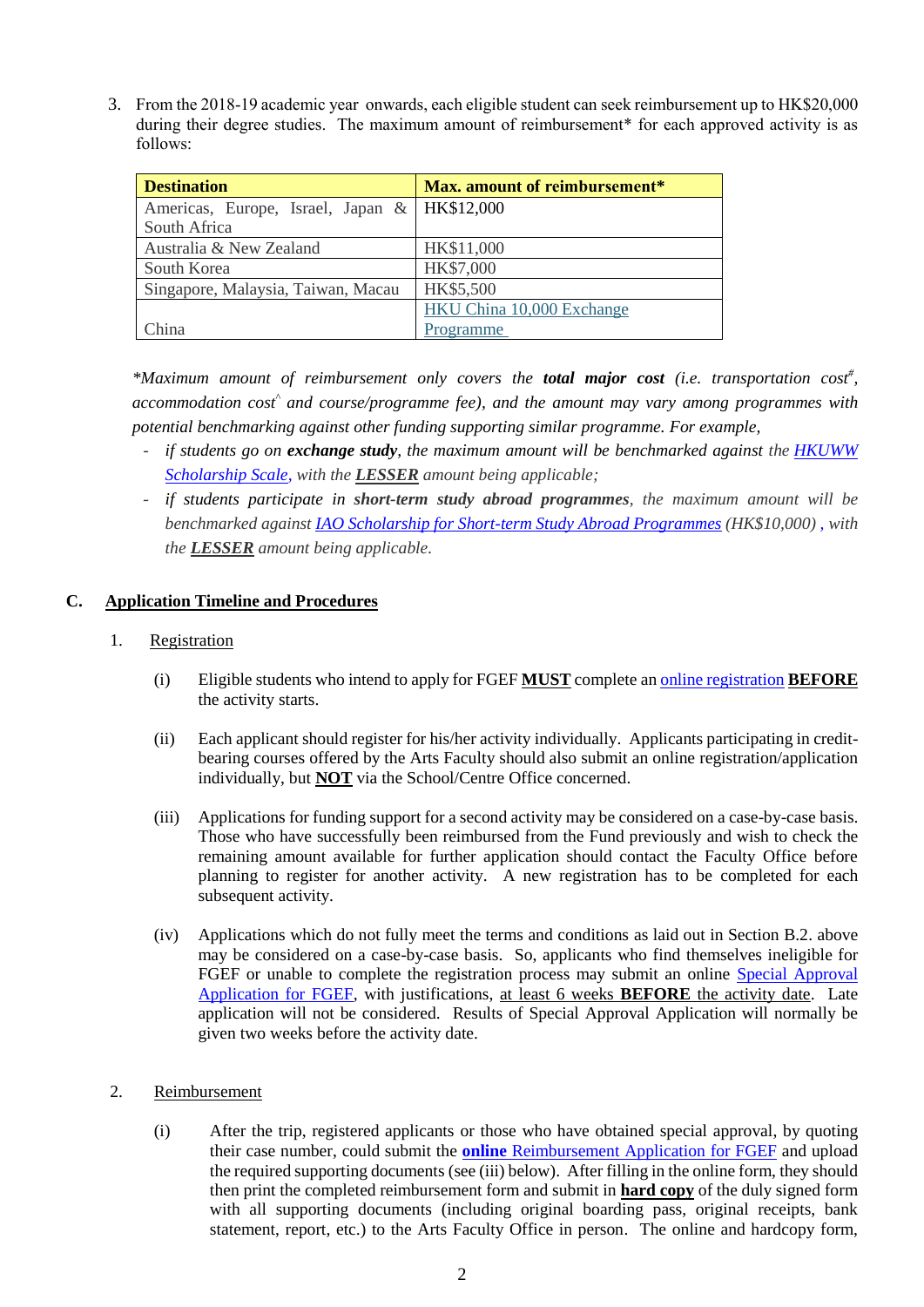3. From the 2018-19 academic year onwards, each eligible student can seek reimbursement up to HK$20,000 during their degree studies. The maximum amount of reimbursement* for each approved activity is as follows:

| Destination | Max. amount of reimbursement* |
|---|---|
| Americas, Europe, Israel, Japan & South Africa | HK$12,000 |
| Australia & New Zealand | HK$11,000 |
| South Korea | HK$7,000 |
| Singapore, Malaysia, Taiwan, Macau | HK$5,500 |
| China | HKU China 10,000 Exchange Programme |

*\*Maximum amount of reimbursement only covers the **total major cost** (i.e. transportation cost[#], accommodation cost[^] and course/programme fee), and the amount may vary among programmes with potential benchmarking against other funding supporting similar programme. For example,*

- *if students go on **exchange study**, the maximum amount will be benchmarked against the HKUWW Scholarship Scale, with the **LESSER** amount being applicable;*
- *if students participate in **short-term study abroad programmes**, the maximum amount will be benchmarked against IAO Scholarship for Short-term Study Abroad Programmes (HK$10,000) , with the **LESSER** amount being applicable.*

## C. Application Timeline and Procedures

1. Registration

(i) Eligible students who intend to apply for FGEF **MUST** complete an online registration **BEFORE** the activity starts.

(ii) Each applicant should register for his/her activity individually. Applicants participating in credit-bearing courses offered by the Arts Faculty should also submit an online registration/application individually, but **NOT** via the School/Centre Office concerned.

(iii) Applications for funding support for a second activity may be considered on a case-by-case basis. Those who have successfully been reimbursed from the Fund previously and wish to check the remaining amount available for further application should contact the Faculty Office before planning to register for another activity. A new registration has to be completed for each subsequent activity.

(iv) Applications which do not fully meet the terms and conditions as laid out in Section B.2. above may be considered on a case-by-case basis. So, applicants who find themselves ineligible for FGEF or unable to complete the registration process may submit an online Special Approval Application for FGEF, with justifications, at least 6 weeks **BEFORE** the activity date. Late application will not be considered. Results of Special Approval Application will normally be given two weeks before the activity date.

2. Reimbursement

(i) After the trip, registered applicants or those who have obtained special approval, by quoting their case number, could submit the **online** Reimbursement Application for FGEF and upload the required supporting documents (see (iii) below). After filling in the online form, they should then print the completed reimbursement form and submit in **hard copy** of the duly signed form with all supporting documents (including original boarding pass, original receipts, bank statement, report, etc.) to the Arts Faculty Office in person. The online and hardcopy form,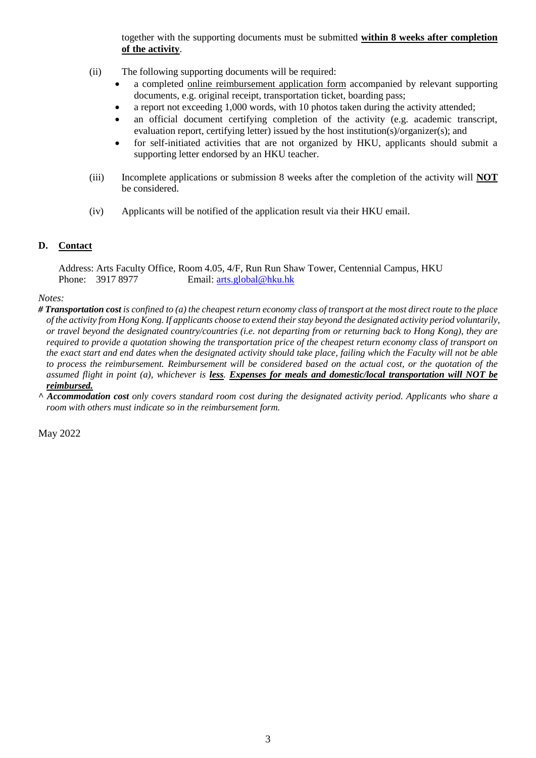together with the supporting documents must be submitted **within 8 weeks after completion of the activity**.

(ii) The following supporting documents will be required:

- a completed online reimbursement application form accompanied by relevant supporting documents, e.g. original receipt, transportation ticket, boarding pass;
- a report not exceeding 1,000 words, with 10 photos taken during the activity attended;
- an official document certifying completion of the activity (e.g. academic transcript, evaluation report, certifying letter) issued by the host institution(s)/organizer(s); and
- for self-initiated activities that are not organized by HKU, applicants should submit a supporting letter endorsed by an HKU teacher.

(iii) Incomplete applications or submission 8 weeks after the completion of the activity will **NOT** be considered.

(iv) Applicants will be notified of the application result via their HKU email.

## D. Contact

Address: Arts Faculty Office, Room 4.05, 4/F, Run Run Shaw Tower, Centennial Campus, HKU
Phone: 3917 8977 Email: arts.global@hku.hk

*Notes:*

*# **Transportation cost** is confined to (a) the cheapest return economy class of transport at the most direct route to the place of the activity from Hong Kong. If applicants choose to extend their stay beyond the designated activity period voluntarily, or travel beyond the designated country/countries (i.e. not departing from or returning back to Hong Kong), they are required to provide a quotation showing the transportation price of the cheapest return economy class of transport on the exact start and end dates when the designated activity should take place, failing which the Faculty will not be able to process the reimbursement. Reimbursement will be considered based on the actual cost, or the quotation of the assumed flight in point (a), whichever is **less**. **Expenses for meals and domestic/local transportation will NOT be reimbursed.***

*^ **Accommodation cost** only covers standard room cost during the designated activity period. Applicants who share a room with others must indicate so in the reimbursement form.*

May 2022